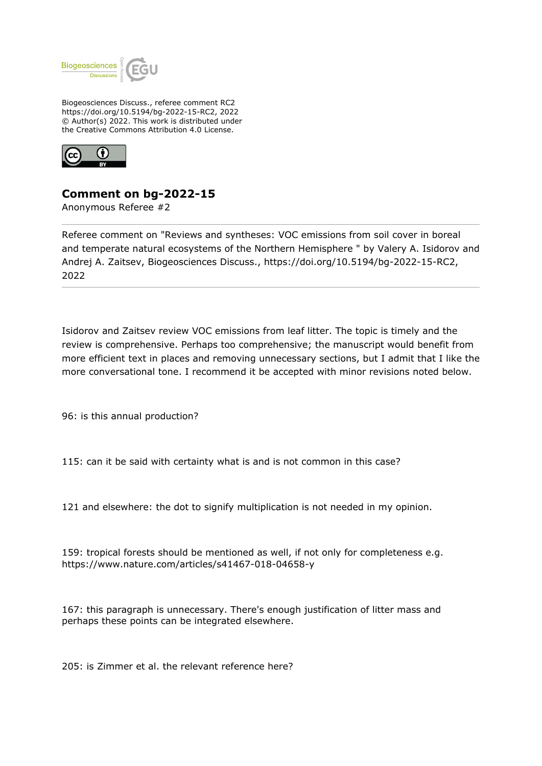Biogeosciences Discuss., referee comment RC2
https://doi.org/10.5194/bg-2022-15-RC2, 2022
© Author(s) 2022. This work is distributed under
the Creative Commons Attribution 4.0 License.

# Comment on bg-2022-15

Anonymous Referee #2

---

Referee comment on "Reviews and syntheses: VOC emissions from soil cover in boreal and temperate natural ecosystems of the Northern Hemisphere " by Valery A. Isidorov and Andrej A. Zaitsev, Biogeosciences Discuss., https://doi.org/10.5194/bg-2022-15-RC2, 2022

---

Isidorov and Zaitsev review VOC emissions from leaf litter. The topic is timely and the review is comprehensive. Perhaps too comprehensive; the manuscript would benefit from more efficient text in places and removing unnecessary sections, but I admit that I like the more conversational tone. I recommend it be accepted with minor revisions noted below.

96: is this annual production?

115: can it be said with certainty what is and is not common in this case?

121 and elsewhere: the dot to signify multiplication is not needed in my opinion.

159: tropical forests should be mentioned as well, if not only for completeness e.g. https://www.nature.com/articles/s41467-018-04658-y

167: this paragraph is unnecessary. There's enough justification of litter mass and perhaps these points can be integrated elsewhere.

205: is Zimmer et al. the relevant reference here?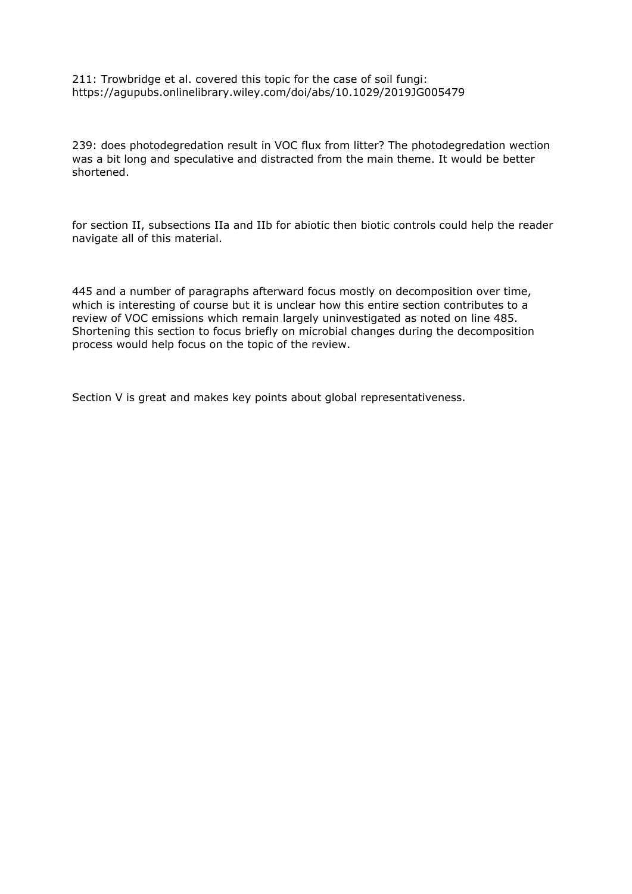211: Trowbridge et al. covered this topic for the case of soil fungi: https://agupubs.onlinelibrary.wiley.com/doi/abs/10.1029/2019JG005479

239: does photodegredation result in VOC flux from litter? The photodegredation wection was a bit long and speculative and distracted from the main theme. It would be better shortened.

for section II, subsections IIa and IIb for abiotic then biotic controls could help the reader navigate all of this material.

445 and a number of paragraphs afterward focus mostly on decomposition over time, which is interesting of course but it is unclear how this entire section contributes to a review of VOC emissions which remain largely uninvestigated as noted on line 485. Shortening this section to focus briefly on microbial changes during the decomposition process would help focus on the topic of the review.

Section V is great and makes key points about global representativeness.